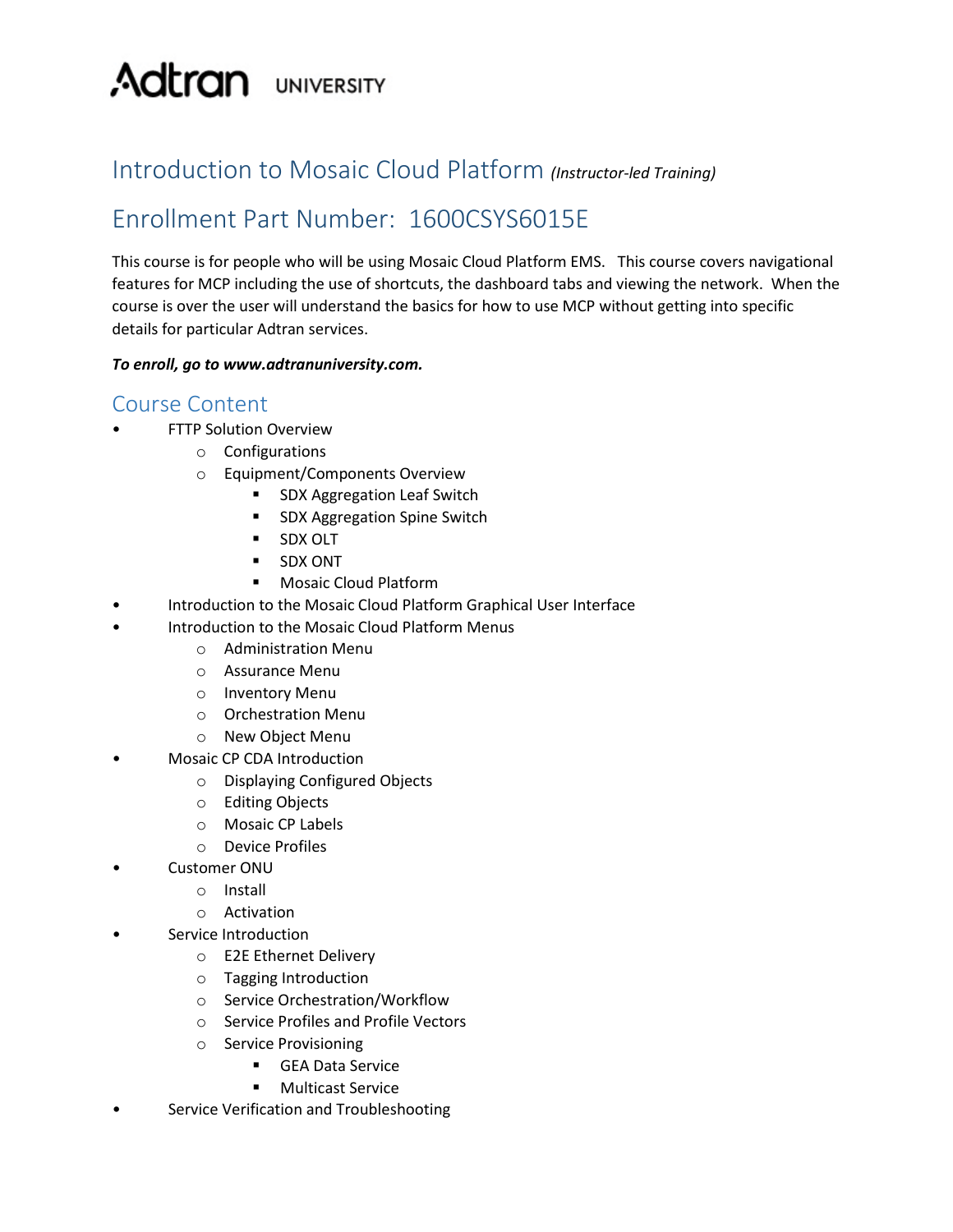Adtran UNIVERSITY

# Introduction to Mosaic Cloud Platform *(Instructor-led Training)*

# Enrollment Part Number: 1600CSYS6015E

This course is for people who will be using Mosaic Cloud Platform EMS. This course covers navigational features for MCP including the use of shortcuts, the dashboard tabs and viewing the network. When the course is over the user will understand the basics for how to use MCP without getting into specific details for particular Adtran services.

***To enroll, go to www.adtranuniversity.com.***

## Course Content

- FTTP Solution Overview
  - Configurations
  - Equipment/Components Overview
    - SDX Aggregation Leaf Switch
    - SDX Aggregation Spine Switch
    - SDX OLT
    - SDX ONT
    - Mosaic Cloud Platform
- Introduction to the Mosaic Cloud Platform Graphical User Interface
- Introduction to the Mosaic Cloud Platform Menus
  - Administration Menu
  - Assurance Menu
  - Inventory Menu
  - Orchestration Menu
  - New Object Menu
- Mosaic CP CDA Introduction
  - Displaying Configured Objects
  - Editing Objects
  - Mosaic CP Labels
  - Device Profiles
- Customer ONU
  - Install
  - Activation
- Service Introduction
  - E2E Ethernet Delivery
  - Tagging Introduction
  - Service Orchestration/Workflow
  - Service Profiles and Profile Vectors
  - Service Provisioning
    - GEA Data Service
    - Multicast Service
- Service Verification and Troubleshooting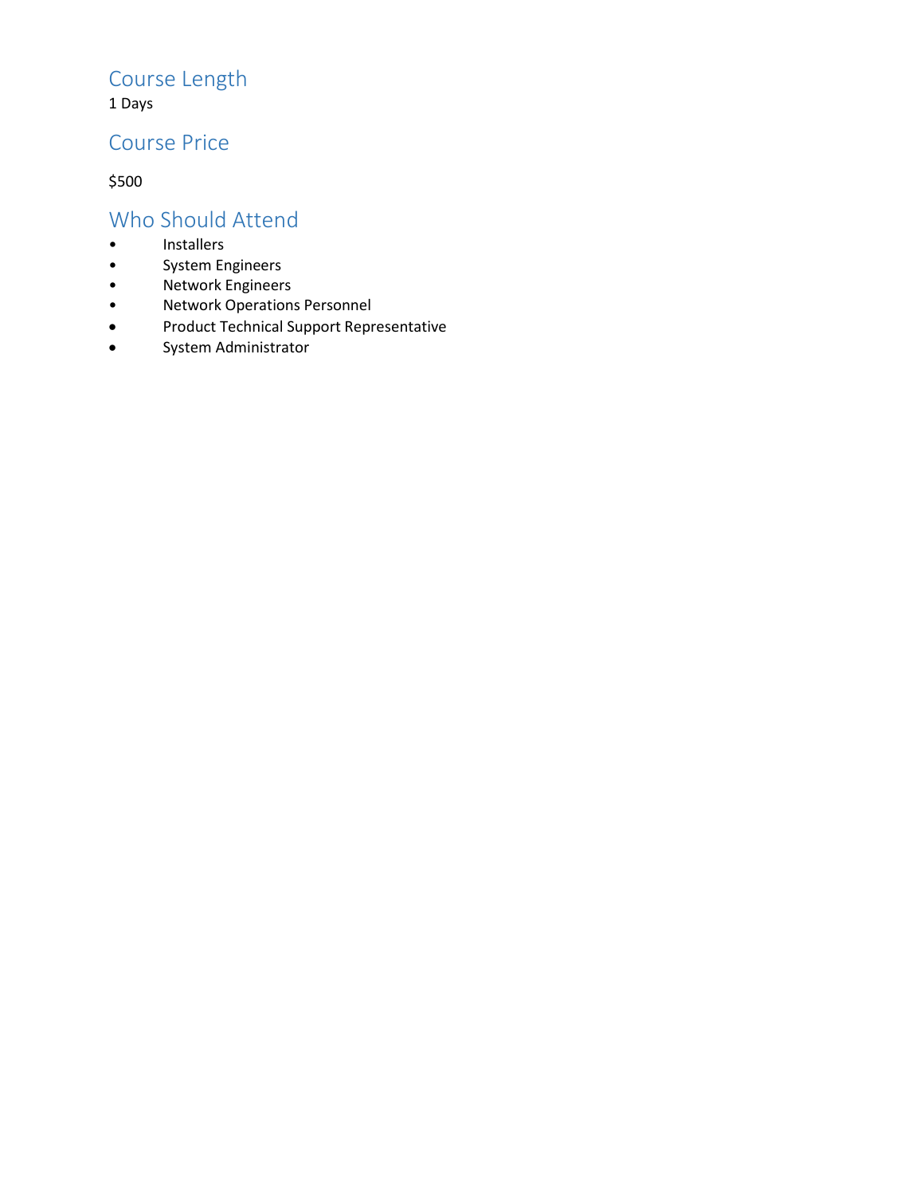## Course Length

1 Days

## Course Price

$500

## Who Should Attend

- Installers
- System Engineers
- Network Engineers
- Network Operations Personnel
- Product Technical Support Representative
- System Administrator